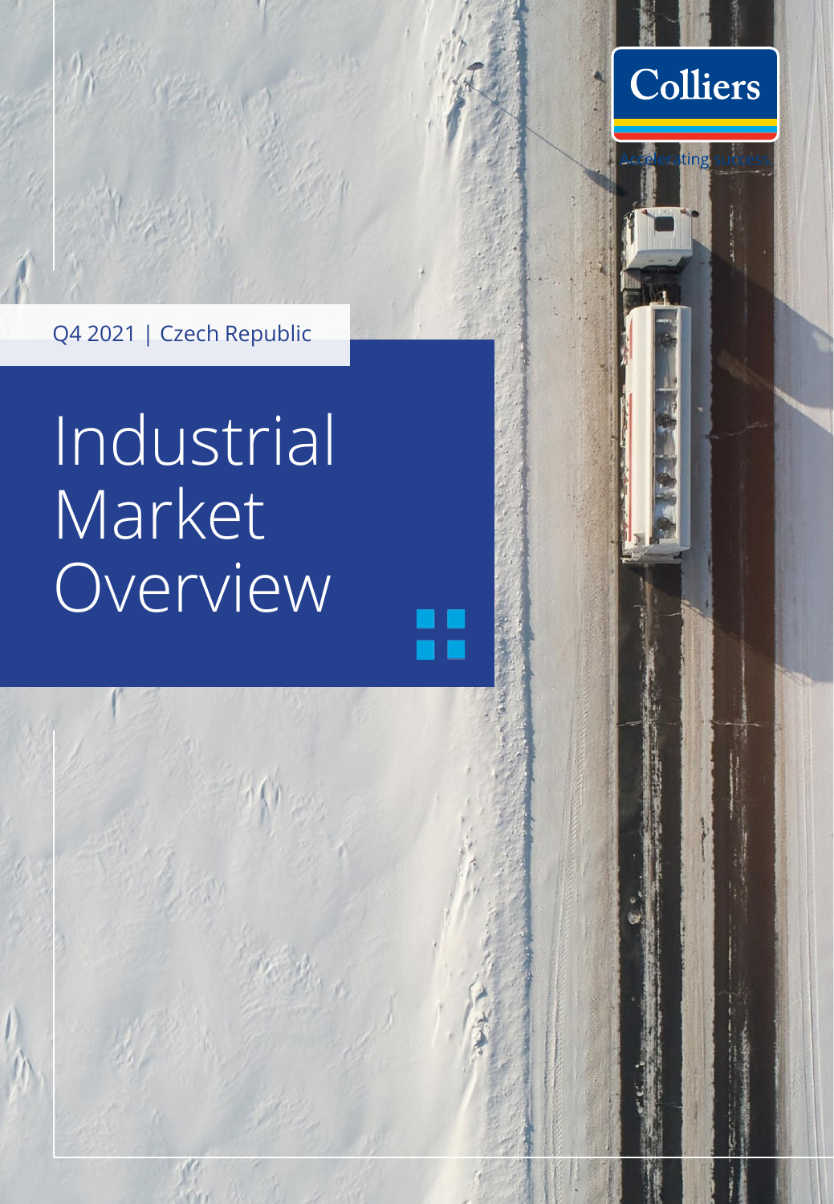Colliers

Accelerating success

Q4 2021 | Czech Republic

# Industrial Market Overview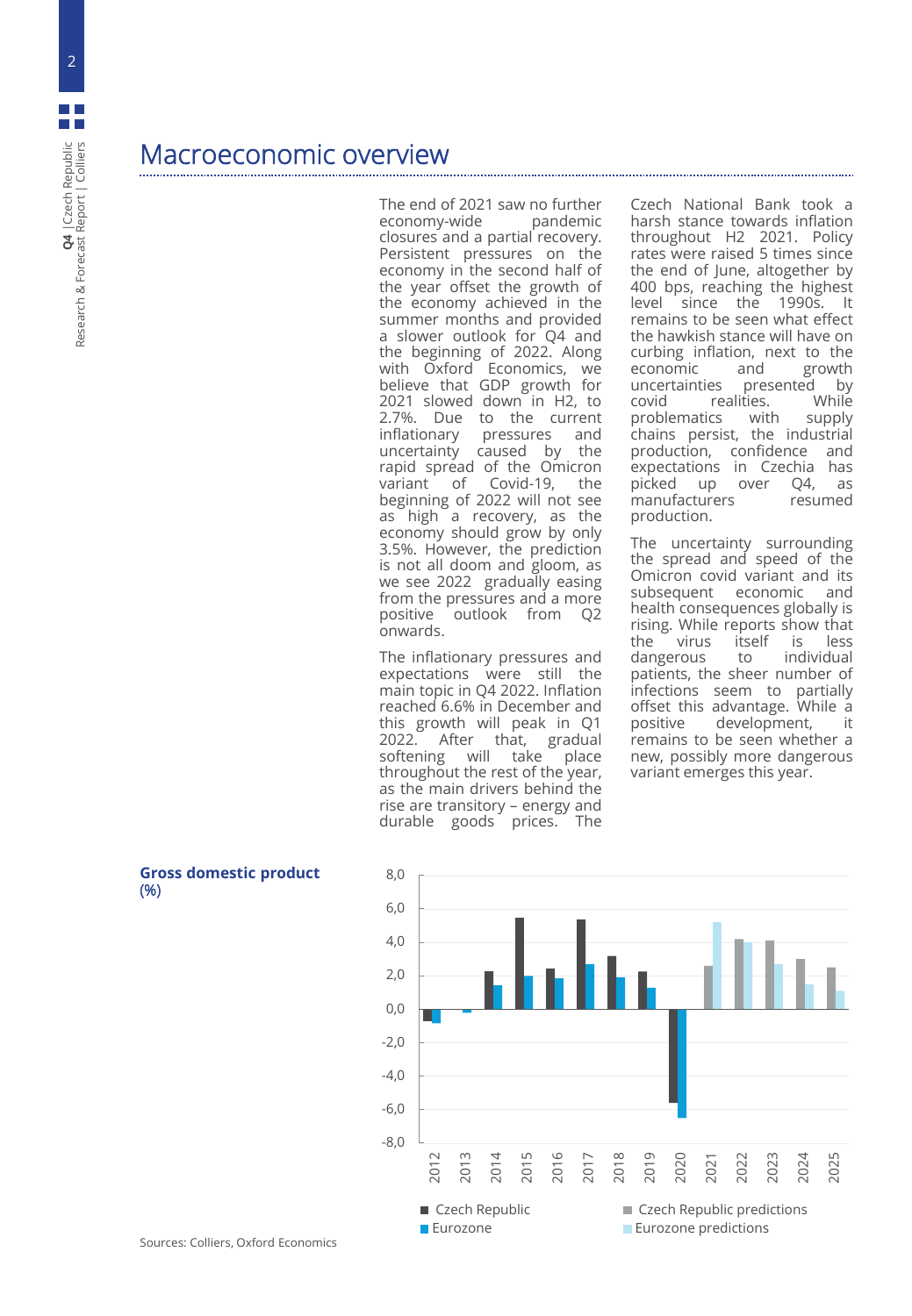# Macroeconomic overview

The end of 2021 saw no further economy-wide pandemic closures and a partial recovery. Persistent pressures on the economy in the second half of the year offset the growth of the economy achieved in the summer months and provided a slower outlook for Q4 and the beginning of 2022. Along with Oxford Economics, we believe that GDP growth for 2021 slowed down in H2, to 2.7%. Due to the current inflationary pressures and uncertainty caused by the rapid spread of the Omicron variant of Covid-19, the beginning of 2022 will not see as high a recovery, as the economy should grow by only 3.5%. However, the prediction is not all doom and gloom, as we see 2022 gradually easing from the pressures and a more positive outlook from Q2 onwards.

The inflationary pressures and expectations were still the main topic in Q4 2022. Inflation reached 6.6% in December and this growth will peak in Q1 2022. After that, gradual softening will take place throughout the rest of the year, as the main drivers behind the rise are transitory – energy and durable goods prices. The Czech National Bank took a harsh stance towards inflation throughout H2 2021. Policy rates were raised 5 times since the end of June, altogether by 400 bps, reaching the highest level since the 1990s. It remains to be seen what effect the hawkish stance will have on curbing inflation, next to the economic and growth uncertainties presented by covid realities. While problematics with supply chains persist, the industrial production, confidence and expectations in Czechia has picked up over Q4, as manufacturers resumed production.

The uncertainty surrounding the spread and speed of the Omicron covid variant and its subsequent economic and health consequences globally is rising. While reports show that the virus itself is less dangerous to individual patients, the sheer number of infections seem to partially offset this advantage. While a positive development, it remains to be seen whether a new, possibly more dangerous variant emerges this year.

**Gross domestic product (%)**

| Year | Czech Republic | Eurozone | Czech Republic predictions | Eurozone predictions |
|---|---|---|---|---|
| 2012 | -0.7 | -0.9 | | |
| 2013 | 0.0 | -0.2 | | |
| 2014 | 2.3 | 1.4 | | |
| 2015 | 5.4 | 2.0 | | |
| 2016 | 2.5 | 1.9 | | |
| 2017 | 5.3 | 2.7 | | |
| 2018 | 3.2 | 1.9 | | |
| 2019 | 2.3 | 1.3 | | |
| 2020 | -5.6 | -6.5 | | |
| 2021 | | | 2.6 | 5.2 |
| 2022 | | | 4.2 | 4.0 |
| 2023 | | | 4.1 | 2.7 |
| 2024 | | | 3.0 | 1.5 |
| 2025 | | | 2.5 | 1.1 |

Sources: Colliers, Oxford Economics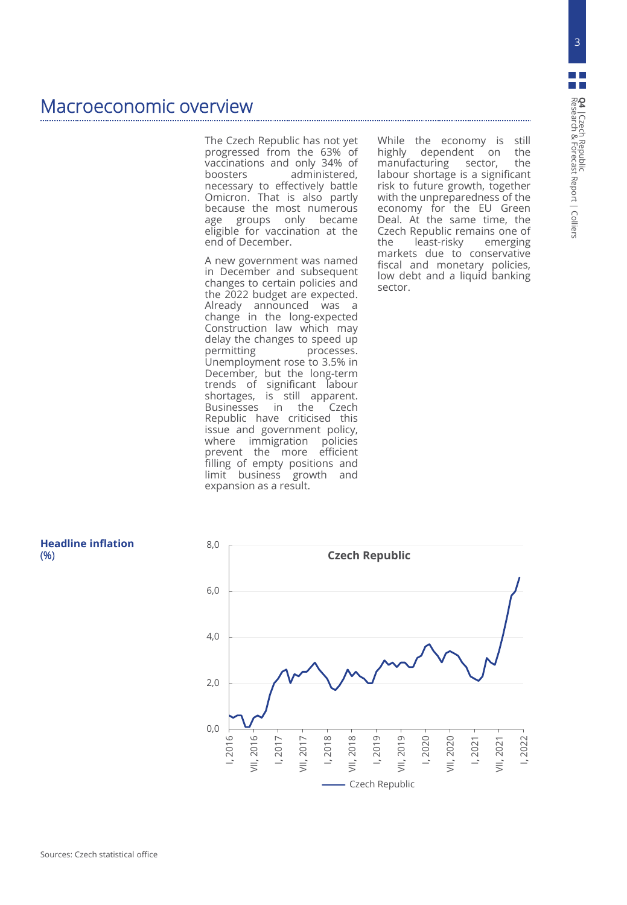# Macroeconomic overview

The Czech Republic has not yet progressed from the 63% of vaccinations and only 34% of boosters administered, necessary to effectively battle Omicron. That is also partly because the most numerous age groups only became eligible for vaccination at the end of December.

A new government was named in December and subsequent changes to certain policies and the 2022 budget are expected. Already announced was a change in the long-expected Construction law which may delay the changes to speed up permitting processes. Unemployment rose to 3.5% in December, but the long-term trends of significant labour shortages, is still apparent. Businesses in the Czech Republic have criticised this issue and government policy, where immigration policies prevent the more efficient filling of empty positions and limit business growth and expansion as a result.

While the economy is still highly dependent on the manufacturing sector, the labour shortage is a significant risk to future growth, together with the unpreparedness of the economy for the EU Green Deal. At the same time, the Czech Republic remains one of the least-risky emerging markets due to conservative fiscal and monetary policies, low debt and a liquid banking sector.

**Headline inflation (%)**

Czech Republic

Sources: Czech statistical office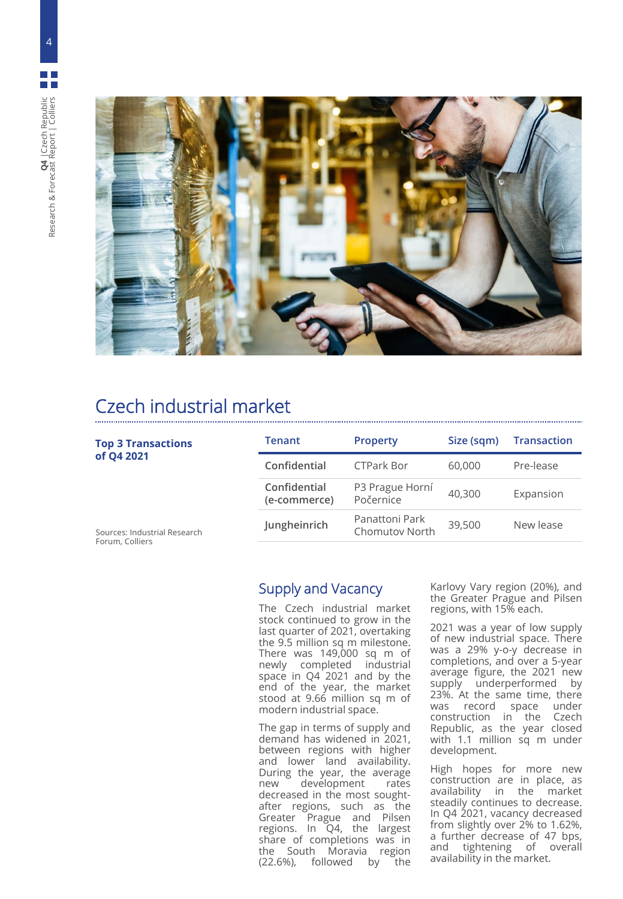# Czech industrial market

**Top 3 Transactions of Q4 2021**

| Tenant | Property | Size (sqm) | Transaction |
|---|---|---|---|
| Confidential | CTPark Bor | 60,000 | Pre-lease |
| Confidential (e-commerce) | P3 Prague Horní Počernice | 40,300 | Expansion |
| Jungheinrich | Panattoni Park Chomutov North | 39,500 | New lease |

Sources: Industrial Research Forum, Colliers

## Supply and Vacancy

The Czech industrial market stock continued to grow in the last quarter of 2021, overtaking the 9.5 million sq m milestone. There was 149,000 sq m of newly completed industrial space in Q4 2021 and by the end of the year, the market stood at 9.66 million sq m of modern industrial space.

The gap in terms of supply and demand has widened in 2021, between regions with higher and lower land availability. During the year, the average new development rates decreased in the most sought-after regions, such as the Greater Prague and Pilsen regions. In Q4, the largest share of completions was in the South Moravia region (22.6%), followed by the Karlovy Vary region (20%), and the Greater Prague and Pilsen regions, with 15% each.

2021 was a year of low supply of new industrial space. There was a 29% y-o-y decrease in completions, and over a 5-year average figure, the 2021 new supply underperformed by 23%. At the same time, there was record space under construction in the Czech Republic, as the year closed with 1.1 million sq m under development.

High hopes for more new construction are in place, as availability in the market steadily continues to decrease. In Q4 2021, vacancy decreased from slightly over 2% to 1.62%, a further decrease of 47 bps, and tightening of overall availability in the market.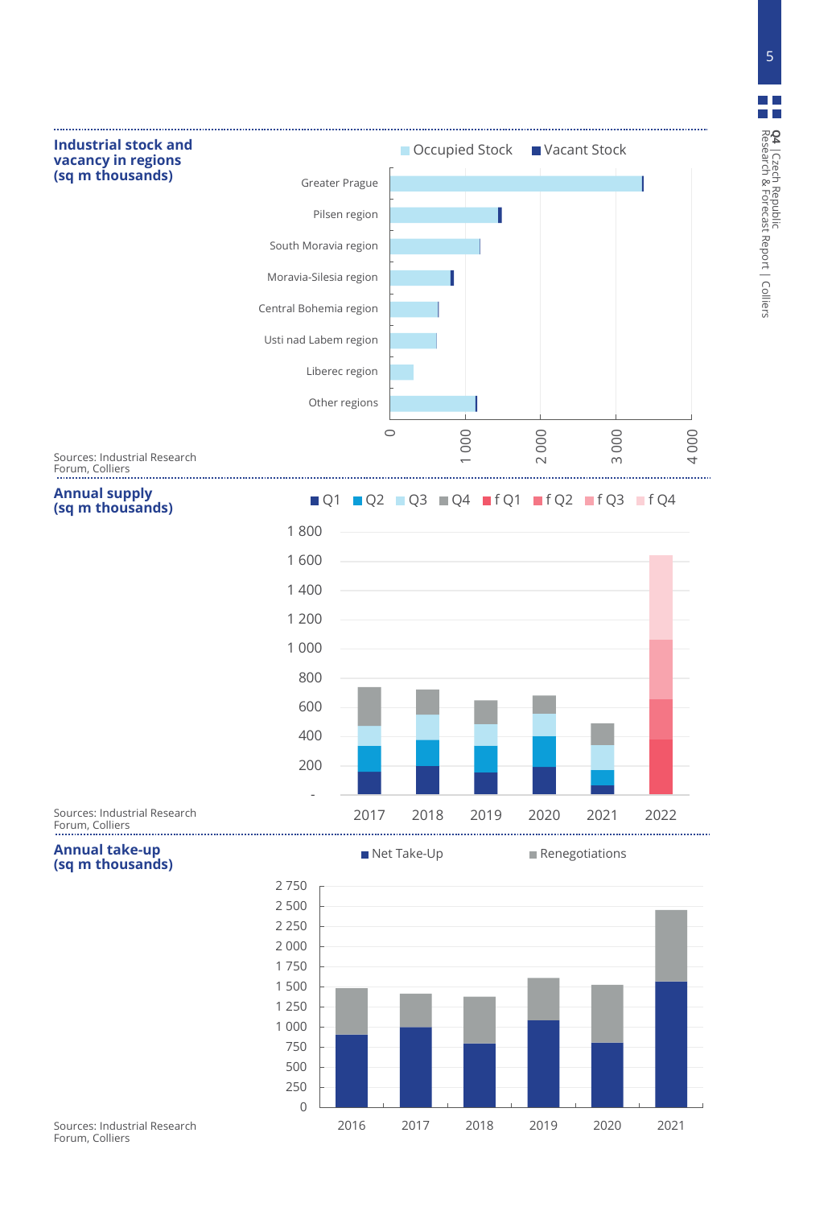**Industrial stock and vacancy in regions (sq m thousands)**

Occupied Stock | Vacant Stock

Greater Prague
Pilsen region
South Moravia region
Moravia-Silesia region
Central Bohemia region
Usti nad Labem region
Liberec region
Other regions

0 | 1 000 | 2 000 | 3 000 | 4 000

Sources: Industrial Research Forum, Colliers

**Annual supply (sq m thousands)**

Q1 | Q2 | Q3 | Q4 | f Q1 | f Q2 | f Q3 | f Q4

1 800 | 1 600 | 1 400 | 1 200 | 1 000 | 800 | 600 | 400 | 200 | -

2017 | 2018 | 2019 | 2020 | 2021 | 2022

Sources: Industrial Research Forum, Colliers

**Annual take-up (sq m thousands)**

Net Take-Up | Renegotiations

2 750 | 2 500 | 2 250 | 2 000 | 1 750 | 1 500 | 1 250 | 1 000 | 750 | 500 | 250 | 0

2016 | 2017 | 2018 | 2019 | 2020 | 2021

Sources: Industrial Research Forum, Colliers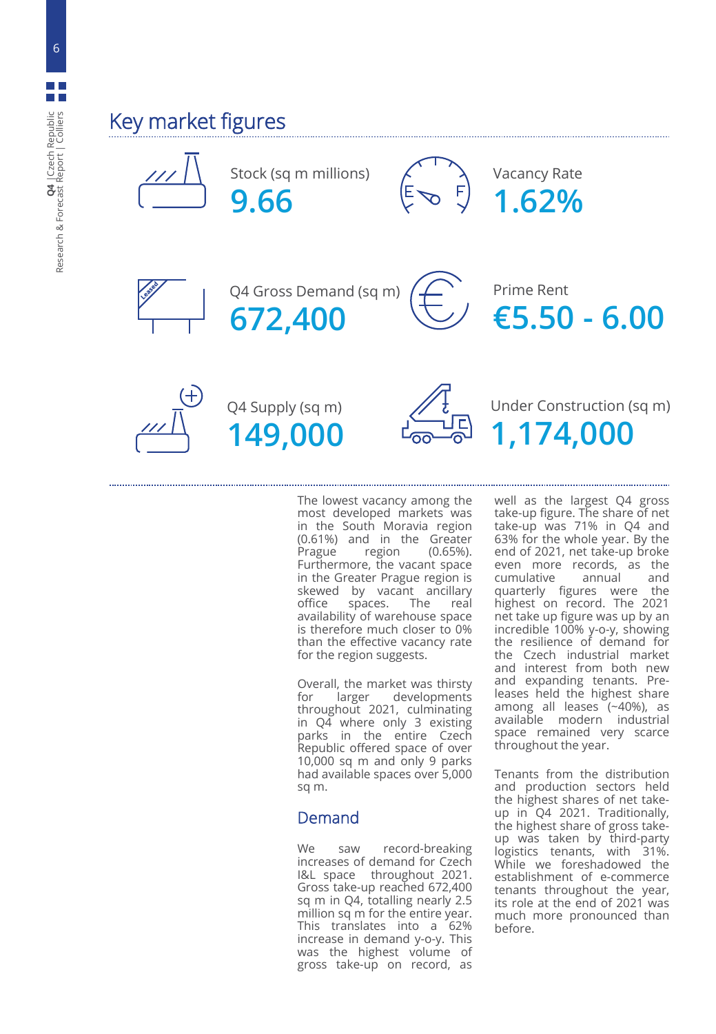## Key market figures

| Stock (sq m millions) | Vacancy Rate |
|---|---|
| 9.66 | 1.62% |

| Q4 Gross Demand (sq m) | Prime Rent |
|---|---|
| 672,400 | €5.50 - 6.00 |

| Q4 Supply (sq m) | Under Construction (sq m) |
|---|---|
| 149,000 | 1,174,000 |

The lowest vacancy among the most developed markets was in the South Moravia region (0.61%) and in the Greater Prague region (0.65%). Furthermore, the vacant space in the Greater Prague region is skewed by vacant ancillary office spaces. The real availability of warehouse space is therefore much closer to 0% than the effective vacancy rate for the region suggests.

Overall, the market was thirsty for larger developments throughout 2021, culminating in Q4 where only 3 existing parks in the entire Czech Republic offered space of over 10,000 sq m and only 9 parks had available spaces over 5,000 sq m.

### Demand

We saw record-breaking increases of demand for Czech I&L space throughout 2021. Gross take-up reached 672,400 sq m in Q4, totalling nearly 2.5 million sq m for the entire year. This translates into a 62% increase in demand y-o-y. This was the highest volume of gross take-up on record, as well as the largest Q4 gross take-up figure. The share of net take-up was 71% in Q4 and 63% for the whole year. By the end of 2021, net take-up broke even more records, as the cumulative annual and quarterly figures were the highest on record. The 2021 net take up figure was up by an incredible 100% y-o-y, showing the resilience of demand for the Czech industrial market and interest from both new and expanding tenants. Pre-leases held the highest share among all leases (~40%), as available modern industrial space remained very scarce throughout the year.

Tenants from the distribution and production sectors held the highest shares of net take-up in Q4 2021. Traditionally, the highest share of gross take-up was taken by third-party logistics tenants, with 31%. While we foreshadowed the establishment of e-commerce tenants throughout the year, its role at the end of 2021 was much more pronounced than before.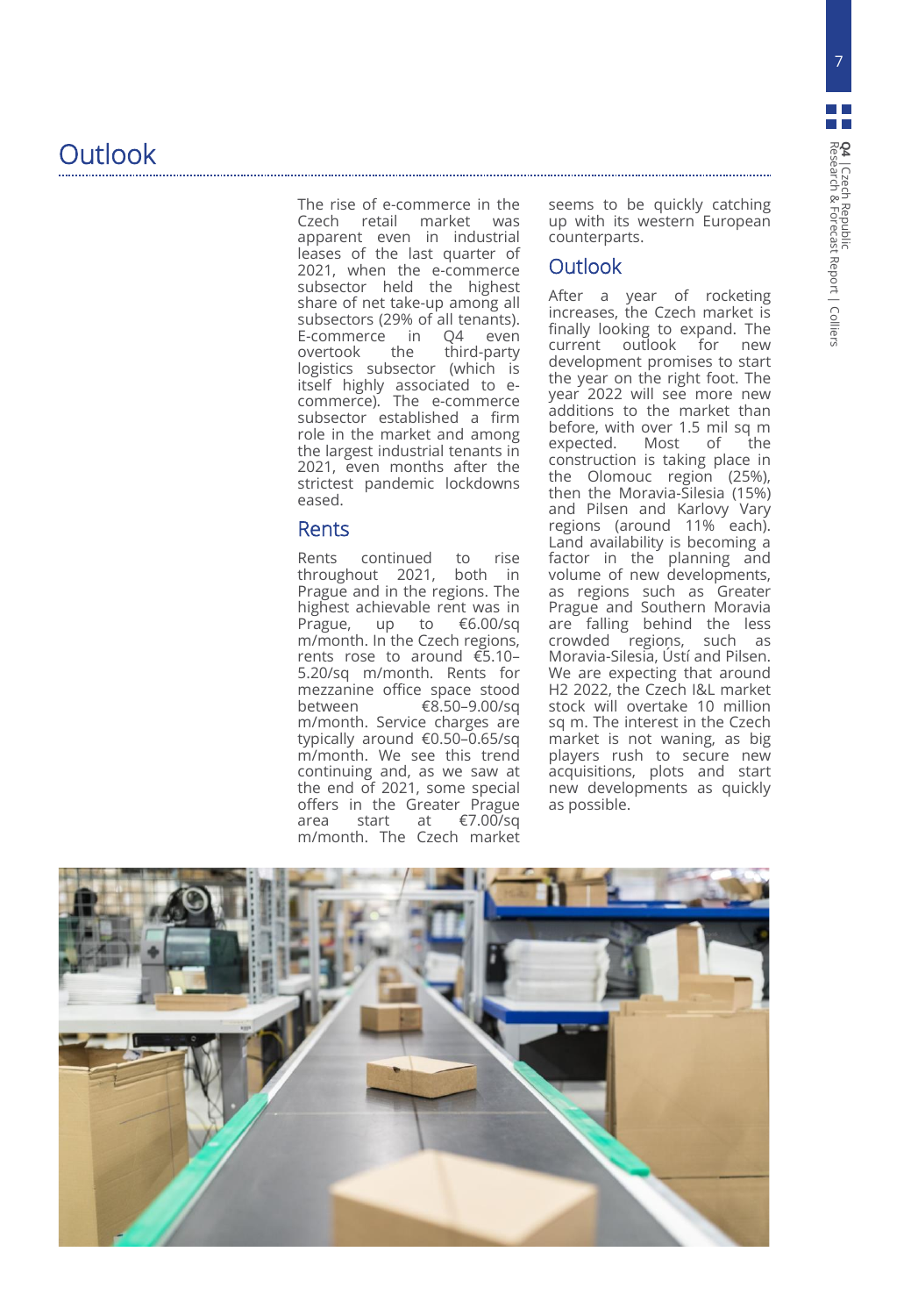# Outlook

The rise of e-commerce in the Czech retail market was apparent even in industrial leases of the last quarter of 2021, when the e-commerce subsector held the highest share of net take-up among all subsectors (29% of all tenants). E-commerce in Q4 even overtook the third-party logistics subsector (which is itself highly associated to e-commerce). The e-commerce subsector established a firm role in the market and among the largest industrial tenants in 2021, even months after the strictest pandemic lockdowns eased.

## Rents

Rents continued to rise throughout 2021, both in Prague and in the regions. The highest achievable rent was in Prague, up to €6.00/sq m/month. In the Czech regions, rents rose to around €5.10–5.20/sq m/month. Rents for mezzanine office space stood between €8.50–9.00/sq m/month. Service charges are typically around €0.50–0.65/sq m/month. We see this trend continuing and, as we saw at the end of 2021, some special offers in the Greater Prague area start at €7.00/sq m/month. The Czech market seems to be quickly catching up with its western European counterparts.

## Outlook

After a year of rocketing increases, the Czech market is finally looking to expand. The current outlook for new development promises to start the year on the right foot. The year 2022 will see more new additions to the market than before, with over 1.5 mil sq m expected. Most of the construction is taking place in the Olomouc region (25%), then the Moravia-Silesia (15%) and Pilsen and Karlovy Vary regions (around 11% each). Land availability is becoming a factor in the planning and volume of new developments, as regions such as Greater Prague and Southern Moravia are falling behind the less crowded regions, such as Moravia-Silesia, Ústí and Pilsen. We are expecting that around H2 2022, the Czech I&L market stock will overtake 10 million sq m. The interest in the Czech market is not waning, as big players rush to secure new acquisitions, plots and start new developments as quickly as possible.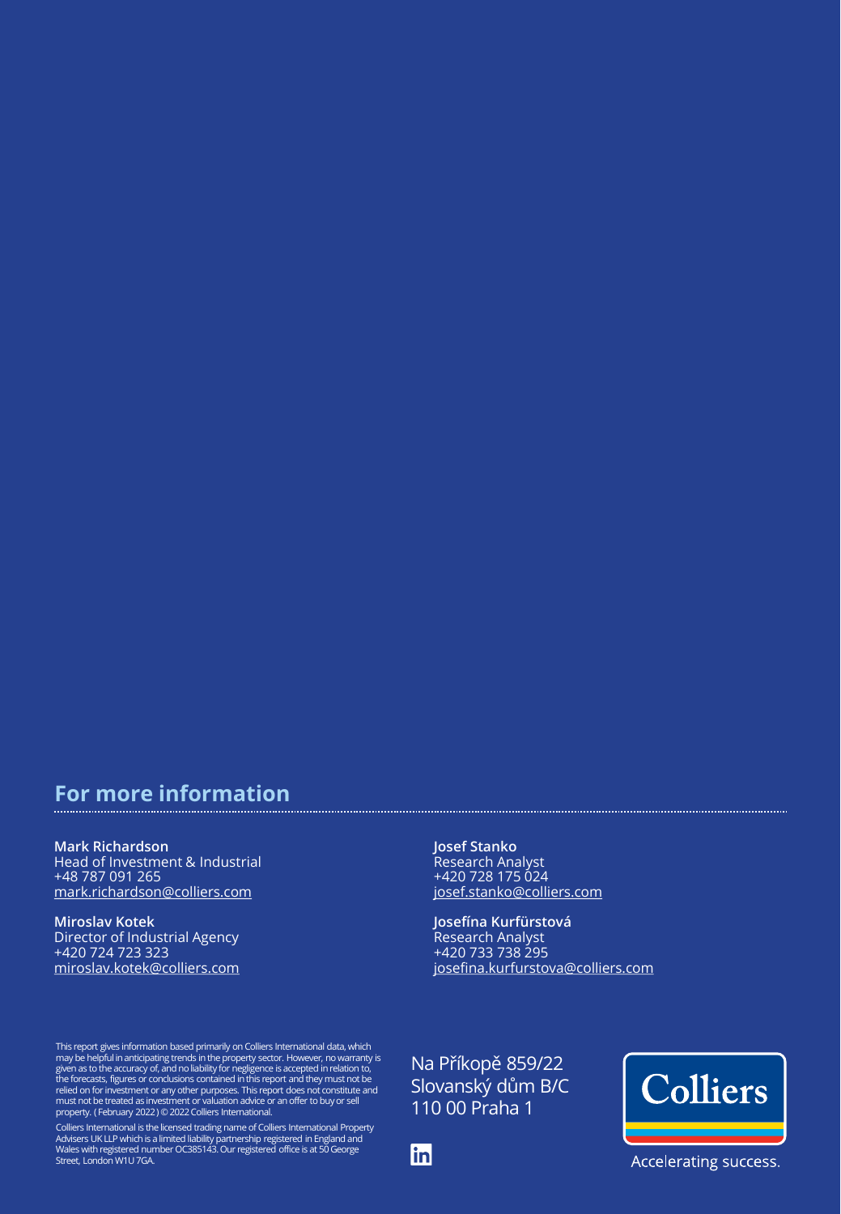## For more information

**Mark Richardson**
Head of Investment & Industrial
+48 787 091 265
mark.richardson@colliers.com

**Miroslav Kotek**
Director of Industrial Agency
+420 724 723 323
miroslav.kotek@colliers.com

**Josef Stanko**
Research Analyst
+420 728 175 024
josef.stanko@colliers.com

**Josefína Kurfürstová**
Research Analyst
+420 733 738 295
josefina.kurfurstova@colliers.com

This report gives information based primarily on Colliers International data, which may be helpful in anticipating trends in the property sector. However, no warranty is given as to the accuracy of, and no liability for negligence is accepted in relation to, the forecasts, figures or conclusions contained in this report and they must not be relied on for investment or any other purposes. This report does not constitute and must not be treated as investment or valuation advice or an offer to buy or sell property. (February 2022) © 2022 Colliers International.

Colliers International is the licensed trading name of Colliers International Property Advisers UK LLP which is a limited liability partnership registered in England and Wales with registered number OC385143. Our registered office is at 50 George Street, London W1U 7GA.

Na Příkopě 859/22
Slovanský dům B/C
110 00 Praha 1

Colliers

Accelerating success.